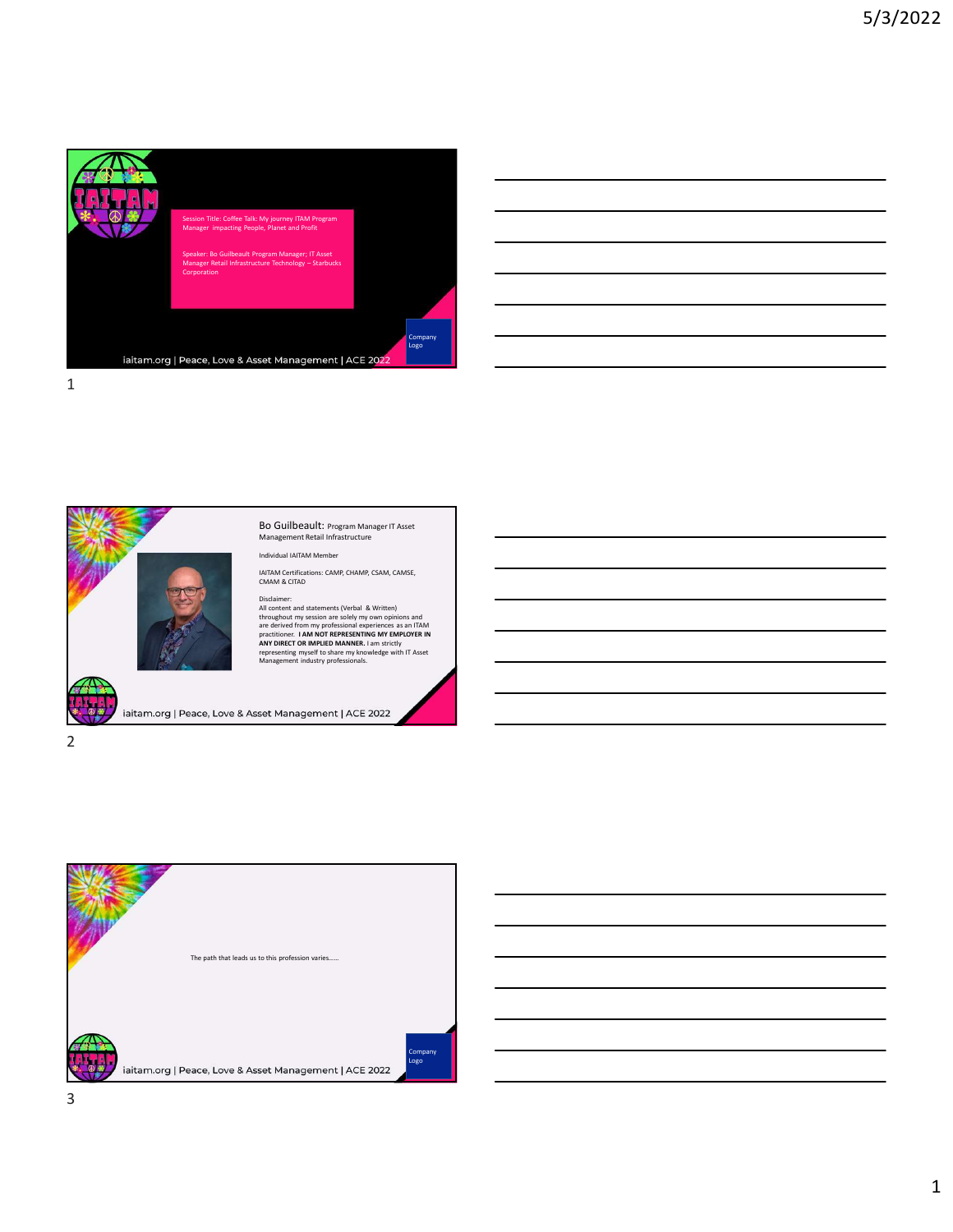Session Title: Coffee Talk: My journey ITAM Program Manager impacting People, Planet and Profit

Speaker: Bo Guilbeault Program Manager; IT Asset Manager Retail Infrastructure Technology – Starbucks Corporation

Company Logo

iaitam.org | Peace, Love & Asset Management | ACE 2022

---

Bo Guilbeault: Program Manager IT Asset Management Retail Infrastructure

Individual IAITAM Member

IAITAM Certifications: CAMP, CHAMP, CSAM, CAMSE, CMAM & CITAD

Disclaimer:
All content and statements (Verbal & Written) throughout my session are solely my own opinions and are derived from my professional experiences as an ITAM practitioner. **I AM NOT REPRESENTING MY EMPLOYER IN ANY DIRECT OR IMPLIED MANNER.** I am strictly representing myself to share my knowledge with IT Asset Management industry professionals.

iaitam.org | Peace, Love & Asset Management | ACE 2022

---

The path that leads us to this profession varies……

Company Logo

iaitam.org | Peace, Love & Asset Management | ACE 2022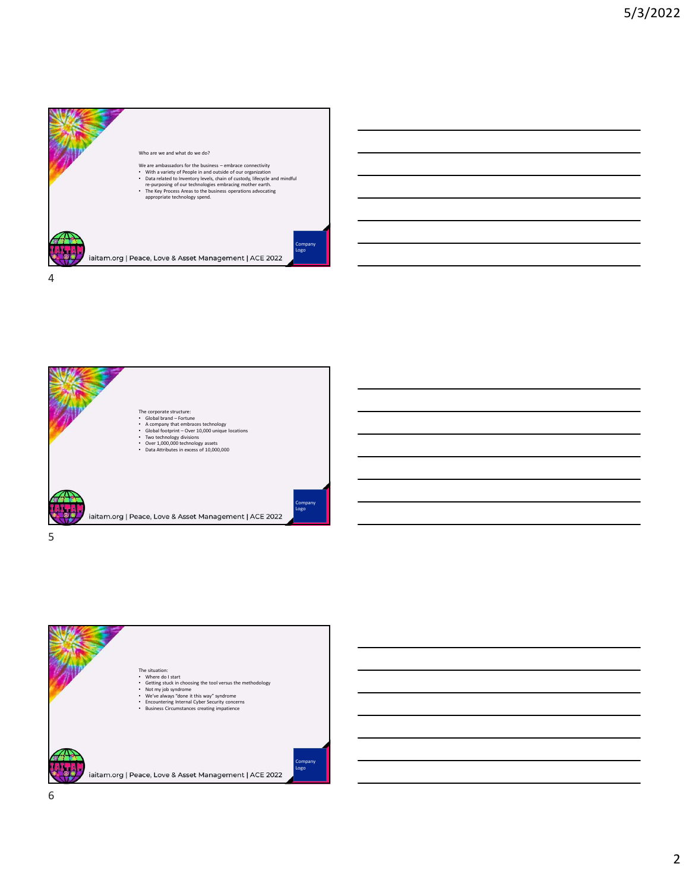Who are we and what do we do?

We are ambassadors for the business – embrace connectivity

- With a variety of People in and outside of our organization
- Data related to Inventory levels, chain of custody, lifecycle and mindful re-purposing of our technologies embracing mother earth.
- The Key Process Areas to the business operations advocating appropriate technology spend.

iaitam.org | Peace, Love & Asset Management | ACE 2022

Company Logo

The corporate structure:

- Global brand – Fortune
- A company that embraces technology
- Global footprint – Over 10,000 unique locations
- Two technology divisions
- Over 1,000,000 technology assets
- Data Attributes in excess of 10,000,000

iaitam.org | Peace, Love & Asset Management | ACE 2022

Company Logo

The situation:

- Where do I start
- Getting stuck in choosing the tool versus the methodology
- Not my job syndrome
- We've always "done it this way" syndrome
- Encountering Internal Cyber Security concerns
- Business Circumstances creating impatience

iaitam.org | Peace, Love & Asset Management | ACE 2022

Company Logo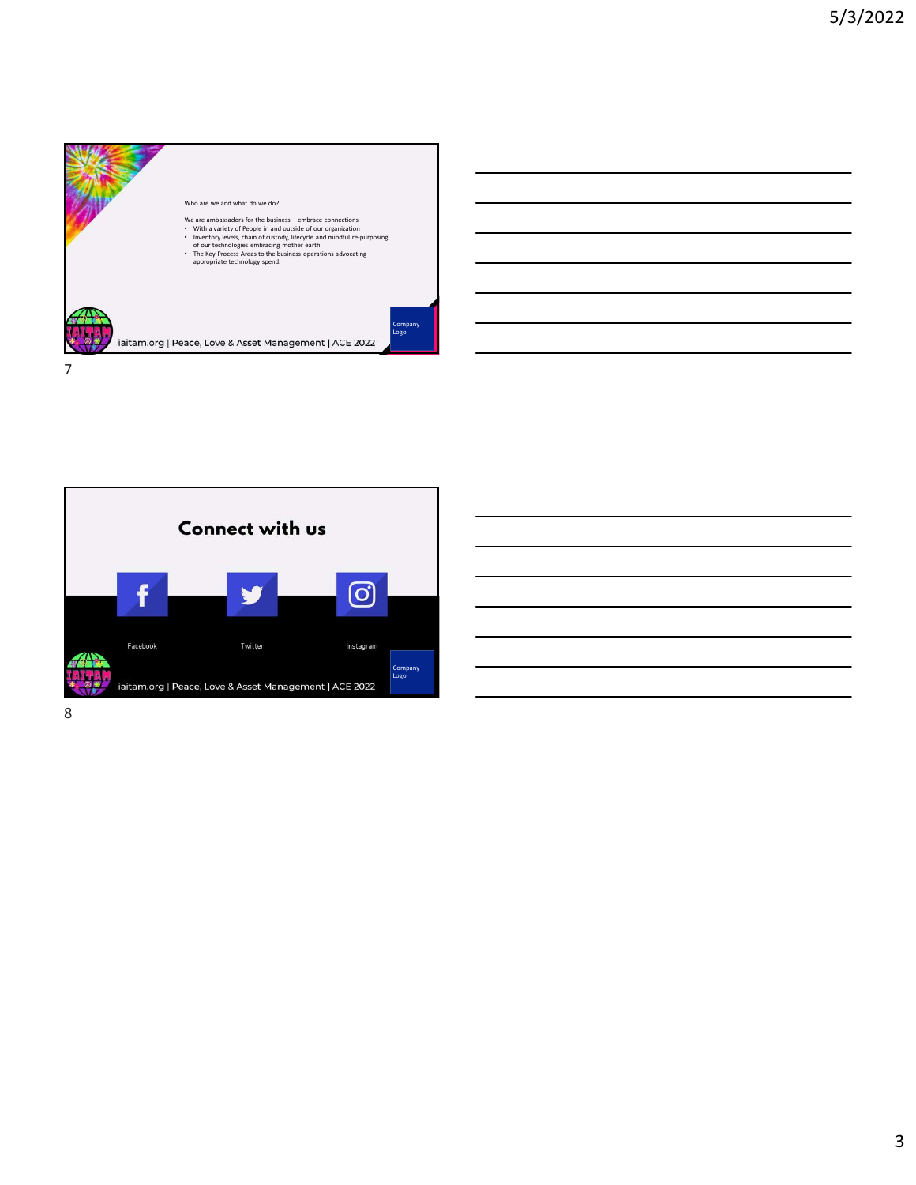Who are we and what do we do?

We are ambassadors for the business – embrace connections

- With a variety of People in and outside of our organization
- Inventory levels, chain of custody, lifecycle and mindful re-purposing of our technologies embracing mother earth.
- The Key Process Areas to the business operations advocating appropriate technology spend.

Company Logo

iaitam.org | Peace, Love & Asset Management | ACE 2022

## Connect with us

Facebook

Twitter

Instagram

Company Logo

iaitam.org | Peace, Love & Asset Management | ACE 2022